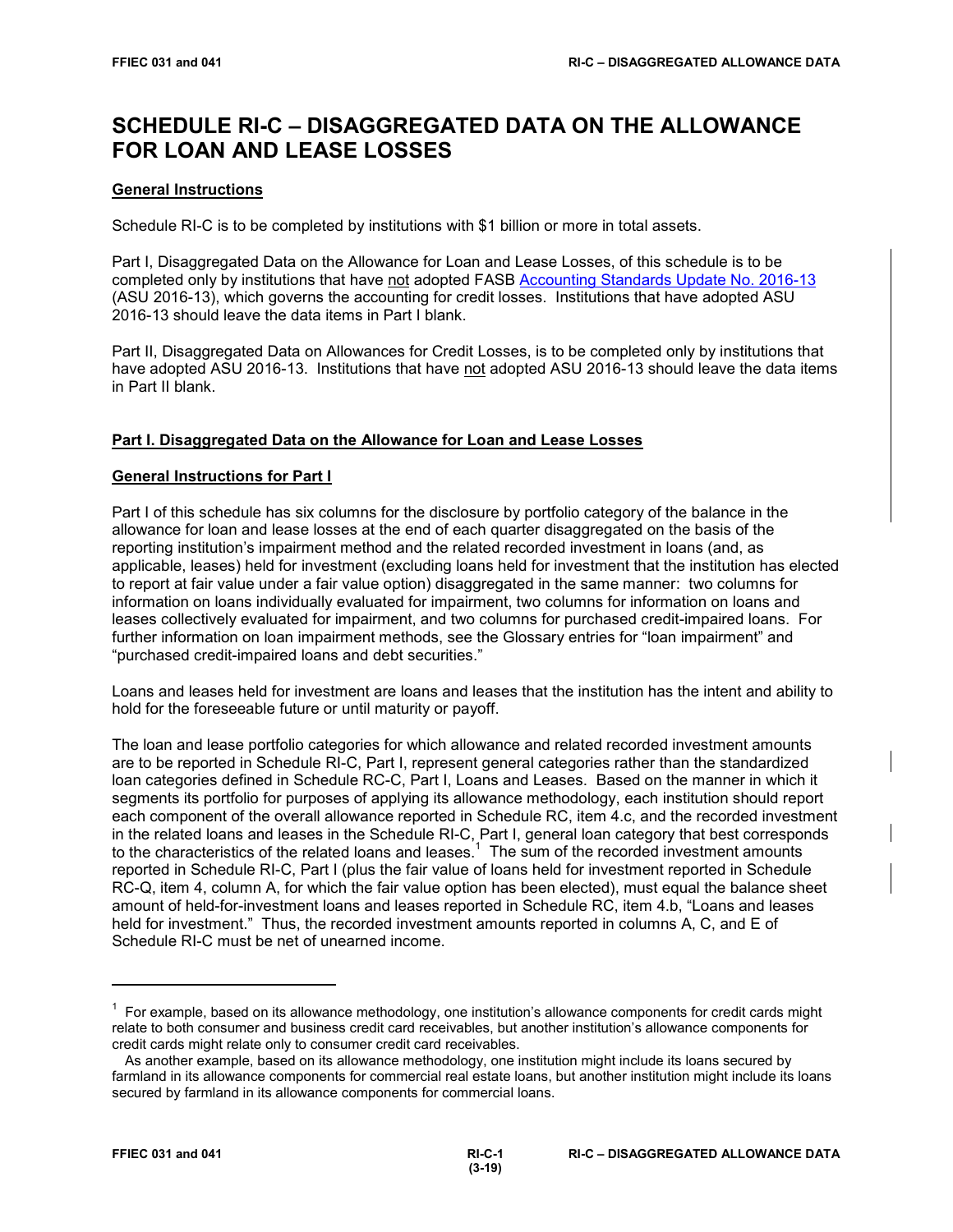# SCHEDULE RI-C – DISAGGREGATED DATA ON THE ALLOWANCE FOR LOAN AND LEASE LOSSES

## General Instructions

Schedule RI-C is to be completed by institutions with $1 billion or more in total assets.

Part I, Disaggregated Data on the Allowance for Loan and Lease Losses, of this schedule is to be completed only by institutions that have not adopted FASB Accounting Standards Update No. 2016-13 (ASU 2016-13), which governs the accounting for credit losses. Institutions that have adopted ASU 2016-13 should leave the data items in Part I blank.

Part II, Disaggregated Data on Allowances for Credit Losses, is to be completed only by institutions that have adopted ASU 2016-13. Institutions that have not adopted ASU 2016-13 should leave the data items in Part II blank.

## Part I. Disaggregated Data on the Allowance for Loan and Lease Losses

### General Instructions for Part I

Part I of this schedule has six columns for the disclosure by portfolio category of the balance in the allowance for loan and lease losses at the end of each quarter disaggregated on the basis of the reporting institution's impairment method and the related recorded investment in loans (and, as applicable, leases) held for investment (excluding loans held for investment that the institution has elected to report at fair value under a fair value option) disaggregated in the same manner: two columns for information on loans individually evaluated for impairment, two columns for information on loans and leases collectively evaluated for impairment, and two columns for purchased credit-impaired loans. For further information on loan impairment methods, see the Glossary entries for "loan impairment" and "purchased credit-impaired loans and debt securities."

Loans and leases held for investment are loans and leases that the institution has the intent and ability to hold for the foreseeable future or until maturity or payoff.

The loan and lease portfolio categories for which allowance and related recorded investment amounts are to be reported in Schedule RI-C, Part I, represent general categories rather than the standardized loan categories defined in Schedule RC-C, Part I, Loans and Leases. Based on the manner in which it segments its portfolio for purposes of applying its allowance methodology, each institution should report each component of the overall allowance reported in Schedule RC, item 4.c, and the recorded investment in the related loans and leases in the Schedule RI-C, Part I, general loan category that best corresponds to the characteristics of the related loans and leases.[1] The sum of the recorded investment amounts reported in Schedule RI-C, Part I (plus the fair value of loans held for investment reported in Schedule RC-Q, item 4, column A, for which the fair value option has been elected), must equal the balance sheet amount of held-for-investment loans and leases reported in Schedule RC, item 4.b, "Loans and leases held for investment." Thus, the recorded investment amounts reported in columns A, C, and E of Schedule RI-C must be net of unearned income.

---

[1] For example, based on its allowance methodology, one institution's allowance components for credit cards might relate to both consumer and business credit card receivables, but another institution's allowance components for credit cards might relate only to consumer credit card receivables.

As another example, based on its allowance methodology, one institution might include its loans secured by farmland in its allowance components for commercial real estate loans, but another institution might include its loans secured by farmland in its allowance components for commercial loans.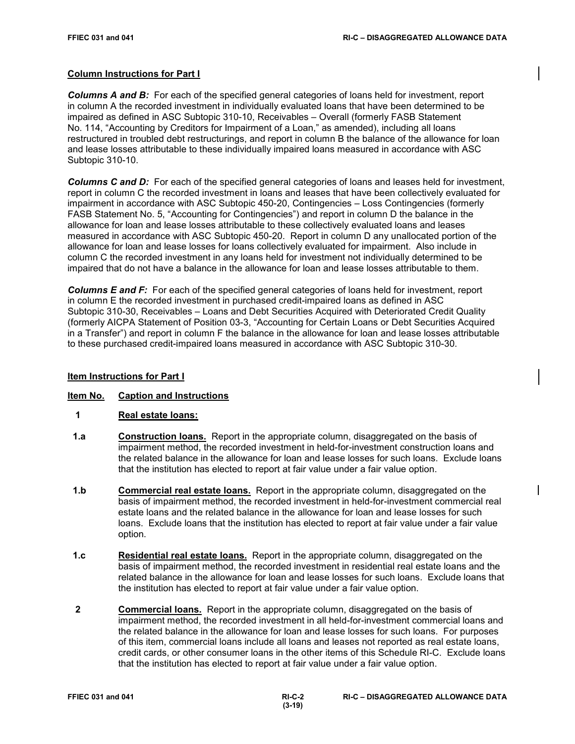## Column Instructions for Part I

***Columns A and B:*** For each of the specified general categories of loans held for investment, report in column A the recorded investment in individually evaluated loans that have been determined to be impaired as defined in ASC Subtopic 310-10, Receivables – Overall (formerly FASB Statement No. 114, "Accounting by Creditors for Impairment of a Loan," as amended), including all loans restructured in troubled debt restructurings, and report in column B the balance of the allowance for loan and lease losses attributable to these individually impaired loans measured in accordance with ASC Subtopic 310-10.

***Columns C and D:*** For each of the specified general categories of loans and leases held for investment, report in column C the recorded investment in loans and leases that have been collectively evaluated for impairment in accordance with ASC Subtopic 450-20, Contingencies – Loss Contingencies (formerly FASB Statement No. 5, "Accounting for Contingencies") and report in column D the balance in the allowance for loan and lease losses attributable to these collectively evaluated loans and leases measured in accordance with ASC Subtopic 450-20. Report in column D any unallocated portion of the allowance for loan and lease losses for loans collectively evaluated for impairment. Also include in column C the recorded investment in any loans held for investment not individually determined to be impaired that do not have a balance in the allowance for loan and lease losses attributable to them.

***Columns E and F:*** For each of the specified general categories of loans held for investment, report in column E the recorded investment in purchased credit-impaired loans as defined in ASC Subtopic 310-30, Receivables – Loans and Debt Securities Acquired with Deteriorated Credit Quality (formerly AICPA Statement of Position 03-3, "Accounting for Certain Loans or Debt Securities Acquired in a Transfer") and report in column F the balance in the allowance for loan and lease losses attributable to these purchased credit-impaired loans measured in accordance with ASC Subtopic 310-30.

## Item Instructions for Part I

**Item No. Caption and Instructions**

**1 Real estate loans:**

**1.a Construction loans.** Report in the appropriate column, disaggregated on the basis of impairment method, the recorded investment in held-for-investment construction loans and the related balance in the allowance for loan and lease losses for such loans. Exclude loans that the institution has elected to report at fair value under a fair value option.

**1.b Commercial real estate loans.** Report in the appropriate column, disaggregated on the basis of impairment method, the recorded investment in held-for-investment commercial real estate loans and the related balance in the allowance for loan and lease losses for such loans. Exclude loans that the institution has elected to report at fair value under a fair value option.

**1.c Residential real estate loans.** Report in the appropriate column, disaggregated on the basis of impairment method, the recorded investment in residential real estate loans and the related balance in the allowance for loan and lease losses for such loans. Exclude loans that the institution has elected to report at fair value under a fair value option.

**2 Commercial loans.** Report in the appropriate column, disaggregated on the basis of impairment method, the recorded investment in all held-for-investment commercial loans and the related balance in the allowance for loan and lease losses for such loans. For purposes of this item, commercial loans include all loans and leases not reported as real estate loans, credit cards, or other consumer loans in the other items of this Schedule RI-C. Exclude loans that the institution has elected to report at fair value under a fair value option.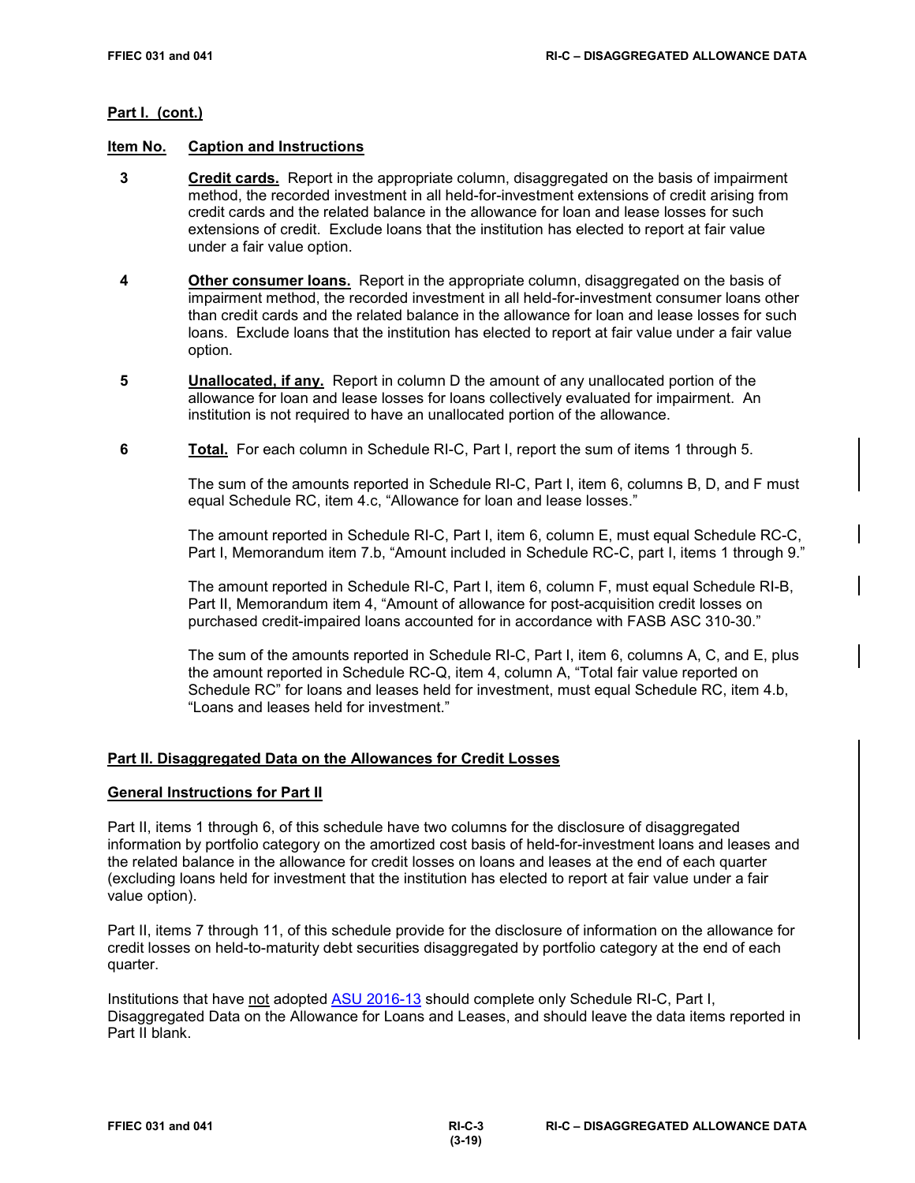**Part I. (cont.)**

**Item No. Caption and Instructions**

**3** **Credit cards.** Report in the appropriate column, disaggregated on the basis of impairment method, the recorded investment in all held-for-investment extensions of credit arising from credit cards and the related balance in the allowance for loan and lease losses for such extensions of credit. Exclude loans that the institution has elected to report at fair value under a fair value option.

**4** **Other consumer loans.** Report in the appropriate column, disaggregated on the basis of impairment method, the recorded investment in all held-for-investment consumer loans other than credit cards and the related balance in the allowance for loan and lease losses for such loans. Exclude loans that the institution has elected to report at fair value under a fair value option.

**5** **Unallocated, if any.** Report in column D the amount of any unallocated portion of the allowance for loan and lease losses for loans collectively evaluated for impairment. An institution is not required to have an unallocated portion of the allowance.

**6** **Total.** For each column in Schedule RI-C, Part I, report the sum of items 1 through 5.

The sum of the amounts reported in Schedule RI-C, Part I, item 6, columns B, D, and F must equal Schedule RC, item 4.c, "Allowance for loan and lease losses."

The amount reported in Schedule RI-C, Part I, item 6, column E, must equal Schedule RC-C, Part I, Memorandum item 7.b, "Amount included in Schedule RC-C, part I, items 1 through 9."

The amount reported in Schedule RI-C, Part I, item 6, column F, must equal Schedule RI-B, Part II, Memorandum item 4, "Amount of allowance for post-acquisition credit losses on purchased credit-impaired loans accounted for in accordance with FASB ASC 310-30."

The sum of the amounts reported in Schedule RI-C, Part I, item 6, columns A, C, and E, plus the amount reported in Schedule RC-Q, item 4, column A, "Total fair value reported on Schedule RC" for loans and leases held for investment, must equal Schedule RC, item 4.b, "Loans and leases held for investment."

## Part II. Disaggregated Data on the Allowances for Credit Losses

### General Instructions for Part II

Part II, items 1 through 6, of this schedule have two columns for the disclosure of disaggregated information by portfolio category on the amortized cost basis of held-for-investment loans and leases and the related balance in the allowance for credit losses on loans and leases at the end of each quarter (excluding loans held for investment that the institution has elected to report at fair value under a fair value option).

Part II, items 7 through 11, of this schedule provide for the disclosure of information on the allowance for credit losses on held-to-maturity debt securities disaggregated by portfolio category at the end of each quarter.

Institutions that have not adopted ASU 2016-13 should complete only Schedule RI-C, Part I, Disaggregated Data on the Allowance for Loans and Leases, and should leave the data items reported in Part II blank.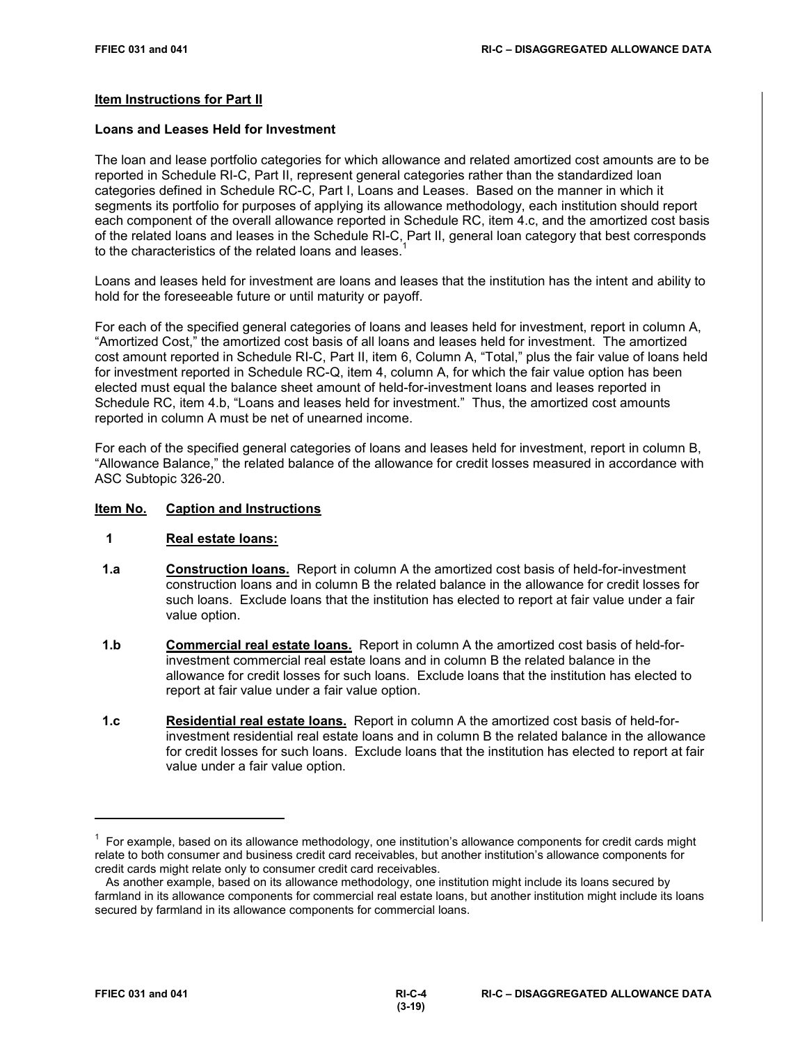**Item Instructions for Part II**

**Loans and Leases Held for Investment**

The loan and lease portfolio categories for which allowance and related amortized cost amounts are to be reported in Schedule RI-C, Part II, represent general categories rather than the standardized loan categories defined in Schedule RC-C, Part I, Loans and Leases. Based on the manner in which it segments its portfolio for purposes of applying its allowance methodology, each institution should report each component of the overall allowance reported in Schedule RC, item 4.c, and the amortized cost basis of the related loans and leases in the Schedule RI-C, Part II, general loan category that best corresponds to the characteristics of the related loans and leases.[1]

Loans and leases held for investment are loans and leases that the institution has the intent and ability to hold for the foreseeable future or until maturity or payoff.

For each of the specified general categories of loans and leases held for investment, report in column A, "Amortized Cost," the amortized cost basis of all loans and leases held for investment. The amortized cost amount reported in Schedule RI-C, Part II, item 6, Column A, "Total," plus the fair value of loans held for investment reported in Schedule RC-Q, item 4, column A, for which the fair value option has been elected must equal the balance sheet amount of held-for-investment loans and leases reported in Schedule RC, item 4.b, "Loans and leases held for investment." Thus, the amortized cost amounts reported in column A must be net of unearned income.

For each of the specified general categories of loans and leases held for investment, report in column B, "Allowance Balance," the related balance of the allowance for credit losses measured in accordance with ASC Subtopic 326-20.

**Item No. Caption and Instructions**

**1 Real estate loans:**

**1.a Construction loans.** Report in column A the amortized cost basis of held-for-investment construction loans and in column B the related balance in the allowance for credit losses for such loans. Exclude loans that the institution has elected to report at fair value under a fair value option.

**1.b Commercial real estate loans.** Report in column A the amortized cost basis of held-for-investment commercial real estate loans and in column B the related balance in the allowance for credit losses for such loans. Exclude loans that the institution has elected to report at fair value under a fair value option.

**1.c Residential real estate loans.** Report in column A the amortized cost basis of held-for-investment residential real estate loans and in column B the related balance in the allowance for credit losses for such loans. Exclude loans that the institution has elected to report at fair value under a fair value option.

---

[1] For example, based on its allowance methodology, one institution's allowance components for credit cards might relate to both consumer and business credit card receivables, but another institution's allowance components for credit cards might relate only to consumer credit card receivables.

As another example, based on its allowance methodology, one institution might include its loans secured by farmland in its allowance components for commercial real estate loans, but another institution might include its loans secured by farmland in its allowance components for commercial loans.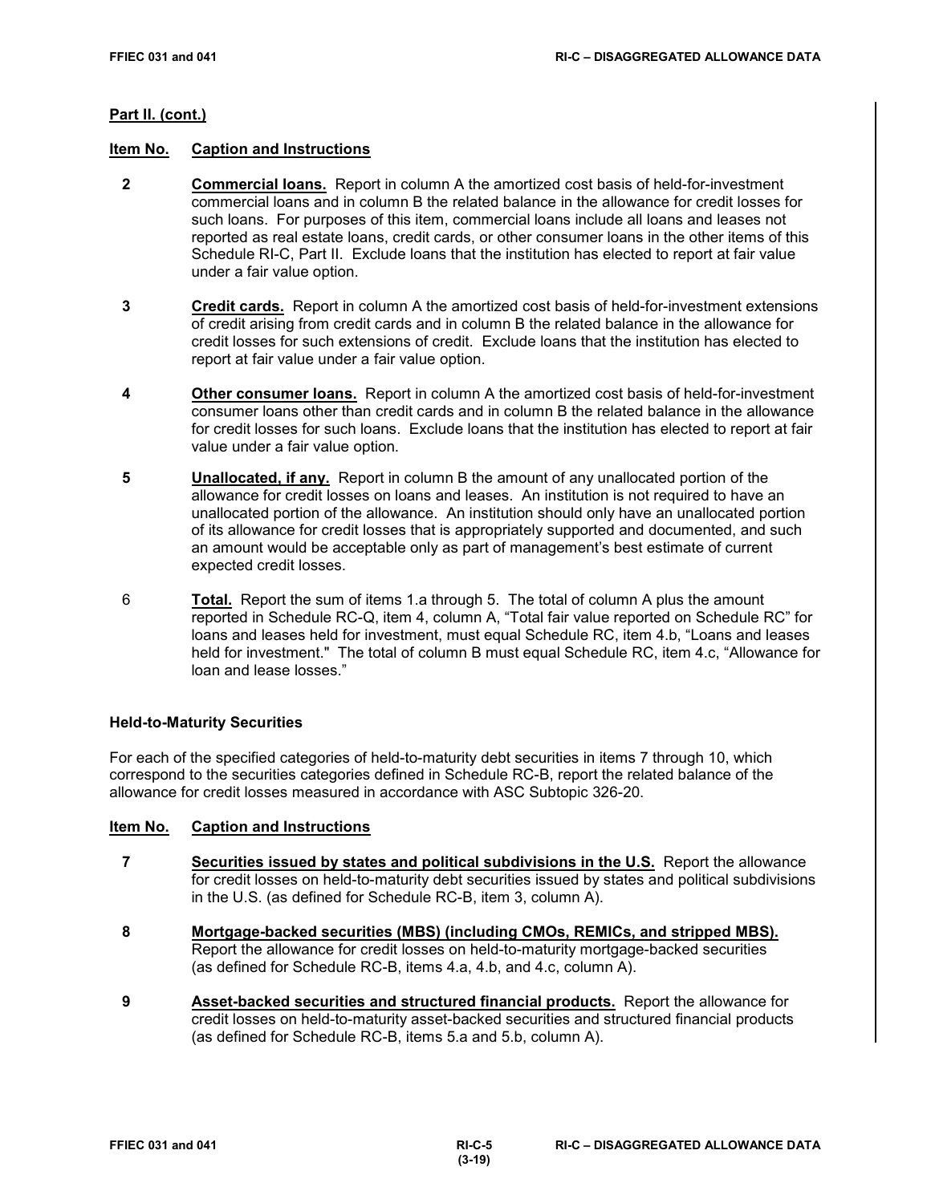**Part II. (cont.)**

| Item No. | Caption and Instructions |
|---|---|
| 2 | **Commercial loans.** Report in column A the amortized cost basis of held-for-investment commercial loans and in column B the related balance in the allowance for credit losses for such loans. For purposes of this item, commercial loans include all loans and leases not reported as real estate loans, credit cards, or other consumer loans in the other items of this Schedule RI-C, Part II. Exclude loans that the institution has elected to report at fair value under a fair value option. |
| 3 | **Credit cards.** Report in column A the amortized cost basis of held-for-investment extensions of credit arising from credit cards and in column B the related balance in the allowance for credit losses for such extensions of credit. Exclude loans that the institution has elected to report at fair value under a fair value option. |
| 4 | **Other consumer loans.** Report in column A the amortized cost basis of held-for-investment consumer loans other than credit cards and in column B the related balance in the allowance for credit losses for such loans. Exclude loans that the institution has elected to report at fair value under a fair value option. |
| 5 | **Unallocated, if any.** Report in column B the amount of any unallocated portion of the allowance for credit losses on loans and leases. An institution is not required to have an unallocated portion of the allowance. An institution should only have an unallocated portion of its allowance for credit losses that is appropriately supported and documented, and such an amount would be acceptable only as part of management's best estimate of current expected credit losses. |
| 6 | **Total.** Report the sum of items 1.a through 5. The total of column A plus the amount reported in Schedule RC-Q, item 4, column A, "Total fair value reported on Schedule RC" for loans and leases held for investment, must equal Schedule RC, item 4.b, "Loans and leases held for investment." The total of column B must equal Schedule RC, item 4.c, "Allowance for loan and lease losses." |

**Held-to-Maturity Securities**

For each of the specified categories of held-to-maturity debt securities in items 7 through 10, which correspond to the securities categories defined in Schedule RC-B, report the related balance of the allowance for credit losses measured in accordance with ASC Subtopic 326-20.

| Item No. | Caption and Instructions |
|---|---|
| 7 | **Securities issued by states and political subdivisions in the U.S.** Report the allowance for credit losses on held-to-maturity debt securities issued by states and political subdivisions in the U.S. (as defined for Schedule RC-B, item 3, column A). |
| 8 | **Mortgage-backed securities (MBS) (including CMOs, REMICs, and stripped MBS).** Report the allowance for credit losses on held-to-maturity mortgage-backed securities (as defined for Schedule RC-B, items 4.a, 4.b, and 4.c, column A). |
| 9 | **Asset-backed securities and structured financial products.** Report the allowance for credit losses on held-to-maturity asset-backed securities and structured financial products (as defined for Schedule RC-B, items 5.a and 5.b, column A). |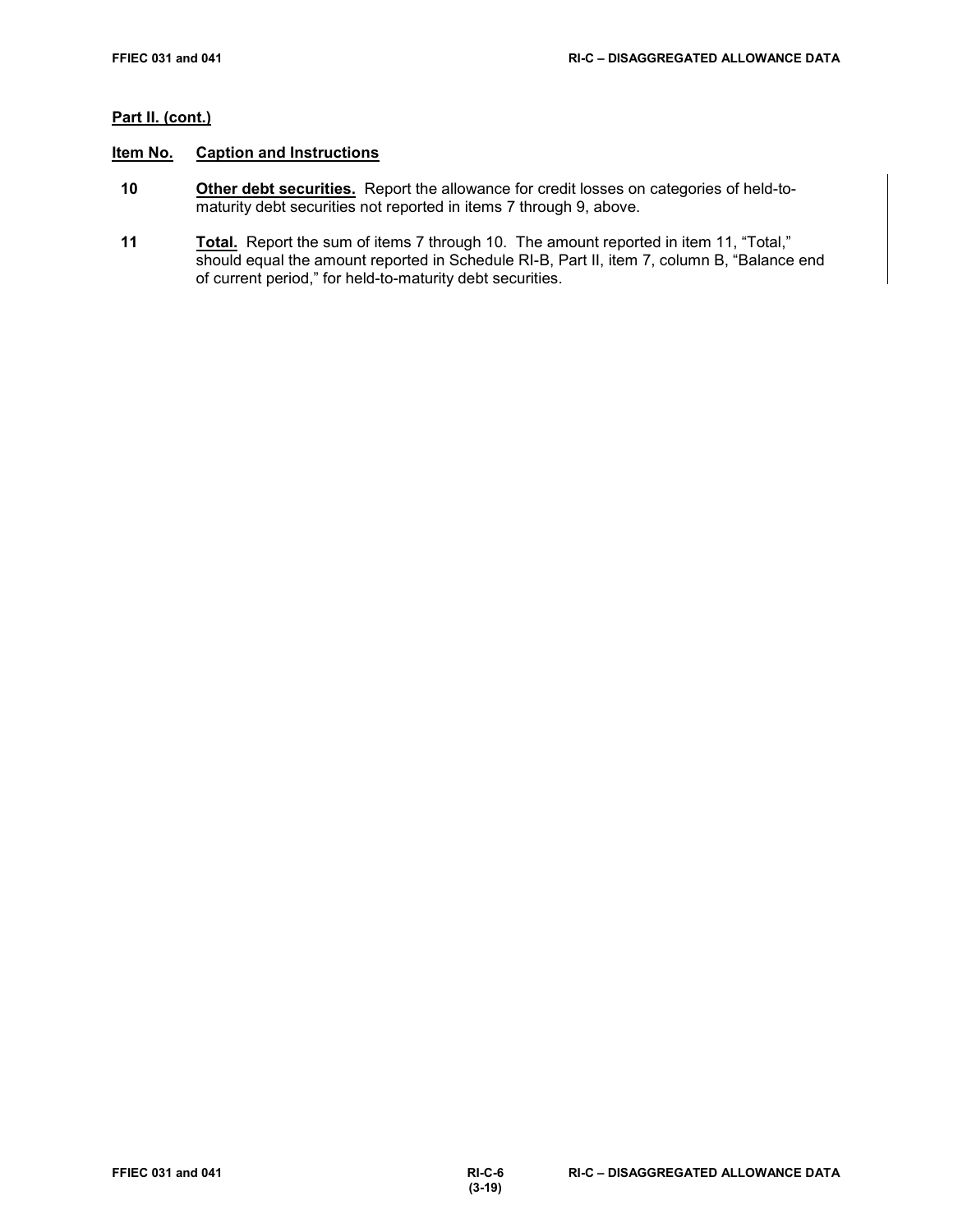**Part II. (cont.)**

**Item No. Caption and Instructions**

**10** **Other debt securities.** Report the allowance for credit losses on categories of held-to-maturity debt securities not reported in items 7 through 9, above.

**11** **Total.** Report the sum of items 7 through 10. The amount reported in item 11, "Total," should equal the amount reported in Schedule RI-B, Part II, item 7, column B, "Balance end of current period," for held-to-maturity debt securities.